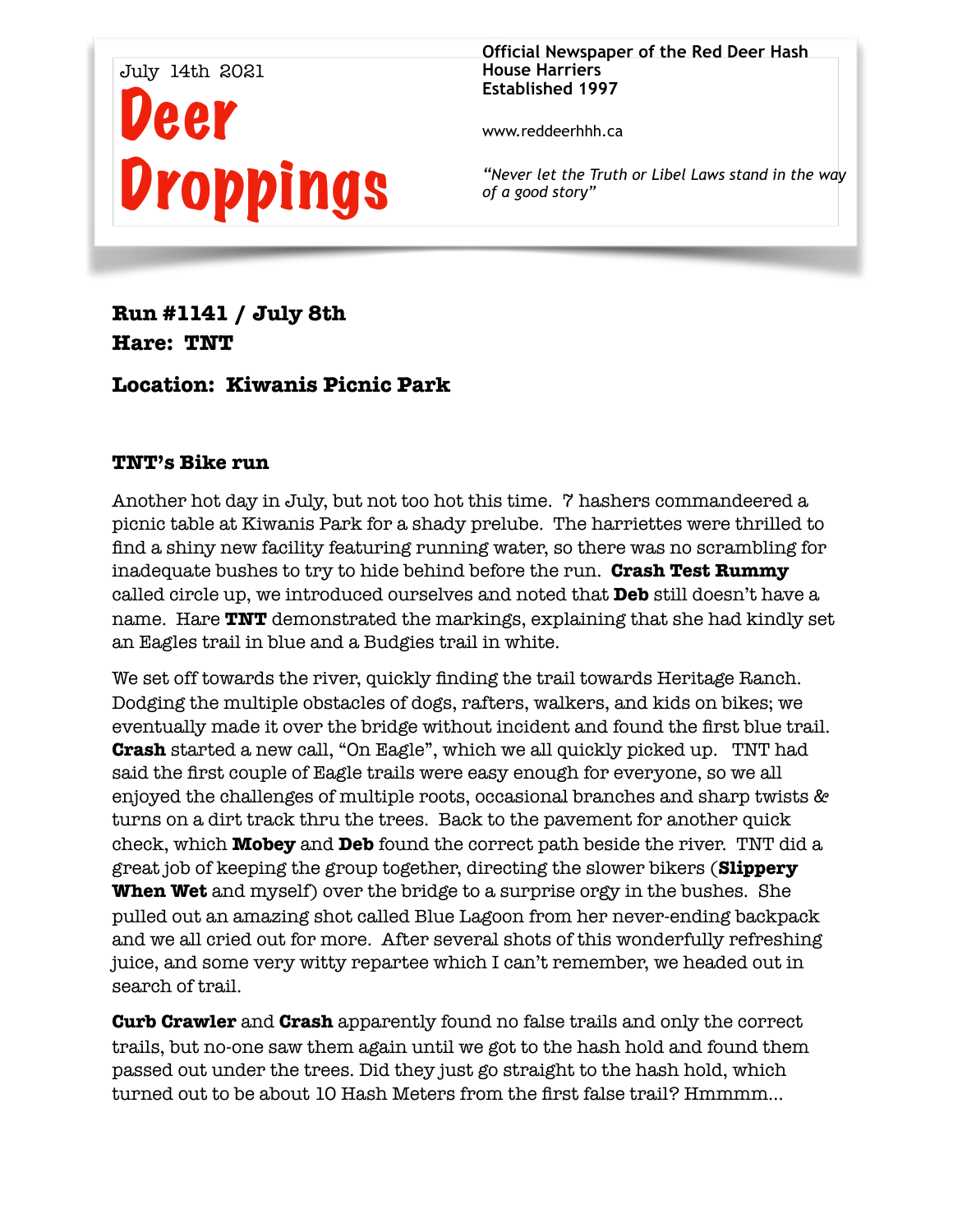July 14th 2021

# Deer Droppings

**Official Newspaper of the Red Deer Hash House Harriers**
**Established 1997**

www.reddeerhhh.ca

*"Never let the Truth or Libel Laws stand in the way of a good story"*

**Run #1141 / July 8th**
**Hare: TNT**

**Location: Kiwanis Picnic Park**

### TNT's Bike run

Another hot day in July, but not too hot this time. 7 hashers commandeered a picnic table at Kiwanis Park for a shady prelube. The harriettes were thrilled to find a shiny new facility featuring running water, so there was no scrambling for inadequate bushes to try to hide behind before the run. **Crash Test Rummy** called circle up, we introduced ourselves and noted that **Deb** still doesn't have a name. Hare **TNT** demonstrated the markings, explaining that she had kindly set an Eagles trail in blue and a Budgies trail in white.

We set off towards the river, quickly finding the trail towards Heritage Ranch. Dodging the multiple obstacles of dogs, rafters, walkers, and kids on bikes; we eventually made it over the bridge without incident and found the first blue trail. **Crash** started a new call, "On Eagle", which we all quickly picked up. TNT had said the first couple of Eagle trails were easy enough for everyone, so we all enjoyed the challenges of multiple roots, occasional branches and sharp twists & turns on a dirt track thru the trees. Back to the pavement for another quick check, which **Mobey** and **Deb** found the correct path beside the river. TNT did a great job of keeping the group together, directing the slower bikers (**Slippery When Wet** and myself) over the bridge to a surprise orgy in the bushes. She pulled out an amazing shot called Blue Lagoon from her never-ending backpack and we all cried out for more. After several shots of this wonderfully refreshing juice, and some very witty repartee which I can't remember, we headed out in search of trail.

**Curb Crawler** and **Crash** apparently found no false trails and only the correct trails, but no-one saw them again until we got to the hash hold and found them passed out under the trees. Did they just go straight to the hash hold, which turned out to be about 10 Hash Meters from the first false trail? Hmmmm…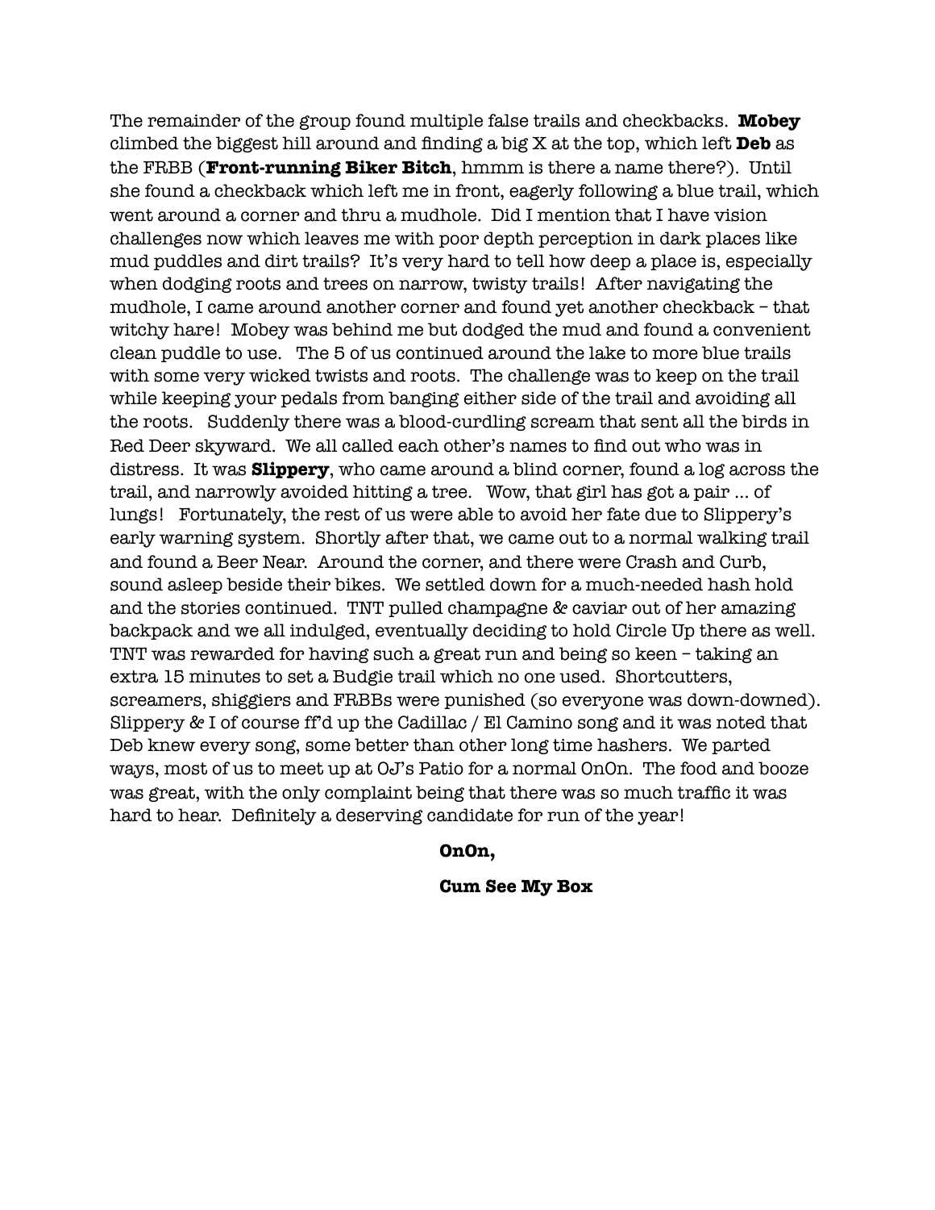The remainder of the group found multiple false trails and checkbacks. **Mobey** climbed the biggest hill around and finding a big X at the top, which left **Deb** as the FRBB (**Front-running Biker Bitch**, hmmm is there a name there?). Until she found a checkback which left me in front, eagerly following a blue trail, which went around a corner and thru a mudhole. Did I mention that I have vision challenges now which leaves me with poor depth perception in dark places like mud puddles and dirt trails? It's very hard to tell how deep a place is, especially when dodging roots and trees on narrow, twisty trails! After navigating the mudhole, I came around another corner and found yet another checkback – that witchy hare! Mobey was behind me but dodged the mud and found a convenient clean puddle to use. The 5 of us continued around the lake to more blue trails with some very wicked twists and roots. The challenge was to keep on the trail while keeping your pedals from banging either side of the trail and avoiding all the roots. Suddenly there was a blood-curdling scream that sent all the birds in Red Deer skyward. We all called each other's names to find out who was in distress. It was **Slippery**, who came around a blind corner, found a log across the trail, and narrowly avoided hitting a tree. Wow, that girl has got a pair ... of lungs! Fortunately, the rest of us were able to avoid her fate due to Slippery's early warning system. Shortly after that, we came out to a normal walking trail and found a Beer Near. Around the corner, and there were Crash and Curb, sound asleep beside their bikes. We settled down for a much-needed hash hold and the stories continued. TNT pulled champagne & caviar out of her amazing backpack and we all indulged, eventually deciding to hold Circle Up there as well. TNT was rewarded for having such a great run and being so keen – taking an extra 15 minutes to set a Budgie trail which no one used. Shortcutters, screamers, shiggiers and FRBBs were punished (so everyone was down-downed). Slippery & I of course ff'd up the Cadillac / El Camino song and it was noted that Deb knew every song, some better than other long time hashers. We parted ways, most of us to meet up at OJ's Patio for a normal OnOn. The food and booze was great, with the only complaint being that there was so much traffic it was hard to hear. Definitely a deserving candidate for run of the year!

**OnOn,**

**Cum See My Box**